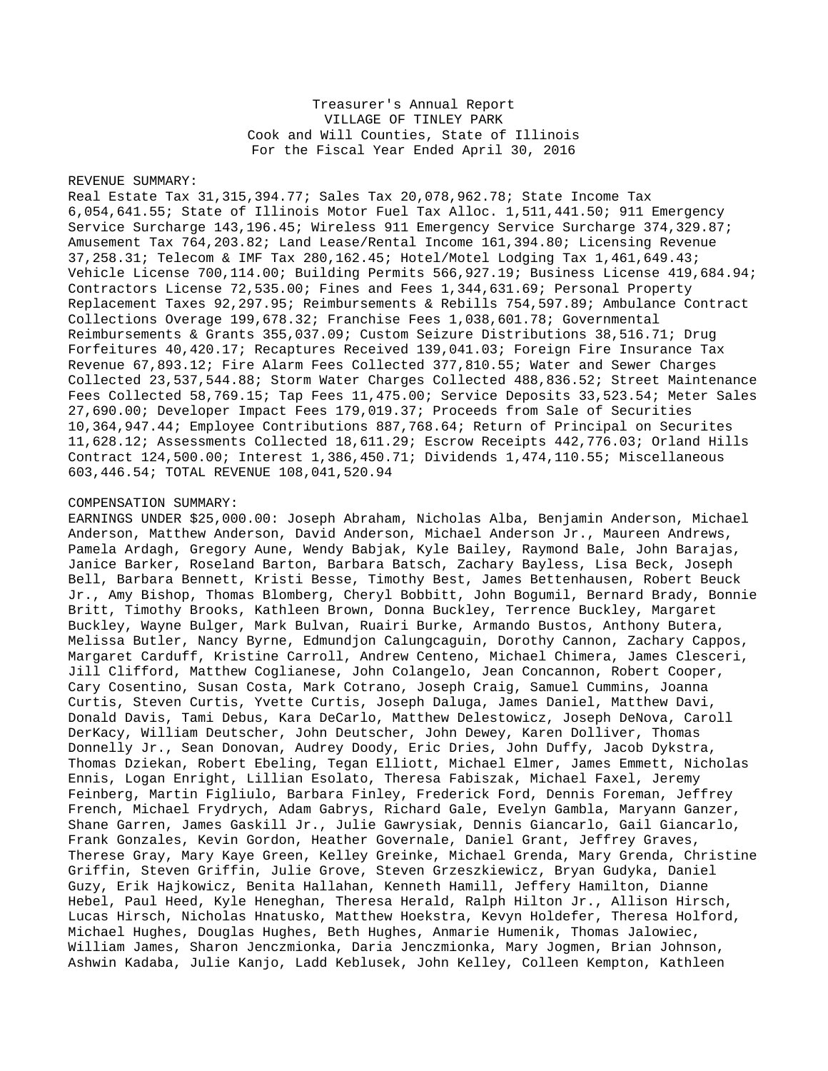Treasurer's Annual Report
VILLAGE OF TINLEY PARK
Cook and Will Counties, State of Illinois
For the Fiscal Year Ended April 30, 2016

REVENUE SUMMARY:
Real Estate Tax 31,315,394.77; Sales Tax 20,078,962.78; State Income Tax 6,054,641.55; State of Illinois Motor Fuel Tax Alloc. 1,511,441.50; 911 Emergency Service Surcharge 143,196.45; Wireless 911 Emergency Service Surcharge 374,329.87; Amusement Tax 764,203.82; Land Lease/Rental Income 161,394.80; Licensing Revenue 37,258.31; Telecom & IMF Tax 280,162.45; Hotel/Motel Lodging Tax 1,461,649.43; Vehicle License 700,114.00; Building Permits 566,927.19; Business License 419,684.94; Contractors License 72,535.00; Fines and Fees 1,344,631.69; Personal Property Replacement Taxes 92,297.95; Reimbursements & Rebills 754,597.89; Ambulance Contract Collections Overage 199,678.32; Franchise Fees 1,038,601.78; Governmental Reimbursements & Grants 355,037.09; Custom Seizure Distributions 38,516.71; Drug Forfeitures 40,420.17; Recaptures Received 139,041.03; Foreign Fire Insurance Tax Revenue 67,893.12; Fire Alarm Fees Collected 377,810.55; Water and Sewer Charges Collected 23,537,544.88; Storm Water Charges Collected 488,836.52; Street Maintenance Fees Collected 58,769.15; Tap Fees 11,475.00; Service Deposits 33,523.54; Meter Sales 27,690.00; Developer Impact Fees 179,019.37; Proceeds from Sale of Securities 10,364,947.44; Employee Contributions 887,768.64; Return of Principal on Securites 11,628.12; Assessments Collected 18,611.29; Escrow Receipts 442,776.03; Orland Hills Contract 124,500.00; Interest 1,386,450.71; Dividends 1,474,110.55; Miscellaneous 603,446.54; TOTAL REVENUE 108,041,520.94

COMPENSATION SUMMARY:
EARNINGS UNDER $25,000.00: Joseph Abraham, Nicholas Alba, Benjamin Anderson, Michael Anderson, Matthew Anderson, David Anderson, Michael Anderson Jr., Maureen Andrews, Pamela Ardagh, Gregory Aune, Wendy Babjak, Kyle Bailey, Raymond Bale, John Barajas, Janice Barker, Roseland Barton, Barbara Batsch, Zachary Bayless, Lisa Beck, Joseph Bell, Barbara Bennett, Kristi Besse, Timothy Best, James Bettenhausen, Robert Beuck Jr., Amy Bishop, Thomas Blomberg, Cheryl Bobbitt, John Bogumil, Bernard Brady, Bonnie Britt, Timothy Brooks, Kathleen Brown, Donna Buckley, Terrence Buckley, Margaret Buckley, Wayne Bulger, Mark Bulvan, Ruairi Burke, Armando Bustos, Anthony Butera, Melissa Butler, Nancy Byrne, Edmundjon Calungcaguin, Dorothy Cannon, Zachary Cappos, Margaret Carduff, Kristine Carroll, Andrew Centeno, Michael Chimera, James Clesceri, Jill Clifford, Matthew Coglianese, John Colangelo, Jean Concannon, Robert Cooper, Cary Cosentino, Susan Costa, Mark Cotrano, Joseph Craig, Samuel Cummins, Joanna Curtis, Steven Curtis, Yvette Curtis, Joseph Daluga, James Daniel, Matthew Davi, Donald Davis, Tami Debus, Kara DeCarlo, Matthew Delestowicz, Joseph DeNova, Caroll DerKacy, William Deutscher, John Deutscher, John Dewey, Karen Dolliver, Thomas Donnelly Jr., Sean Donovan, Audrey Doody, Eric Dries, John Duffy, Jacob Dykstra, Thomas Dziekan, Robert Ebeling, Tegan Elliott, Michael Elmer, James Emmett, Nicholas Ennis, Logan Enright, Lillian Esolato, Theresa Fabiszak, Michael Faxel, Jeremy Feinberg, Martin Figliulo, Barbara Finley, Frederick Ford, Dennis Foreman, Jeffrey French, Michael Frydrych, Adam Gabrys, Richard Gale, Evelyn Gambla, Maryann Ganzer, Shane Garren, James Gaskill Jr., Julie Gawrysiak, Dennis Giancarlo, Gail Giancarlo, Frank Gonzales, Kevin Gordon, Heather Governale, Daniel Grant, Jeffrey Graves, Therese Gray, Mary Kaye Green, Kelley Greinke, Michael Grenda, Mary Grenda, Christine Griffin, Steven Griffin, Julie Grove, Steven Grzeszkiewicz, Bryan Gudyka, Daniel Guzy, Erik Hajkowicz, Benita Hallahan, Kenneth Hamill, Jeffery Hamilton, Dianne Hebel, Paul Heed, Kyle Heneghan, Theresa Herald, Ralph Hilton Jr., Allison Hirsch, Lucas Hirsch, Nicholas Hnatusko, Matthew Hoekstra, Kevyn Holdefer, Theresa Holford, Michael Hughes, Douglas Hughes, Beth Hughes, Anmarie Humenik, Thomas Jalowiec, William James, Sharon Jenczmionka, Daria Jenczmionka, Mary Jogmen, Brian Johnson, Ashwin Kadaba, Julie Kanjo, Ladd Keblusek, John Kelley, Colleen Kempton, Kathleen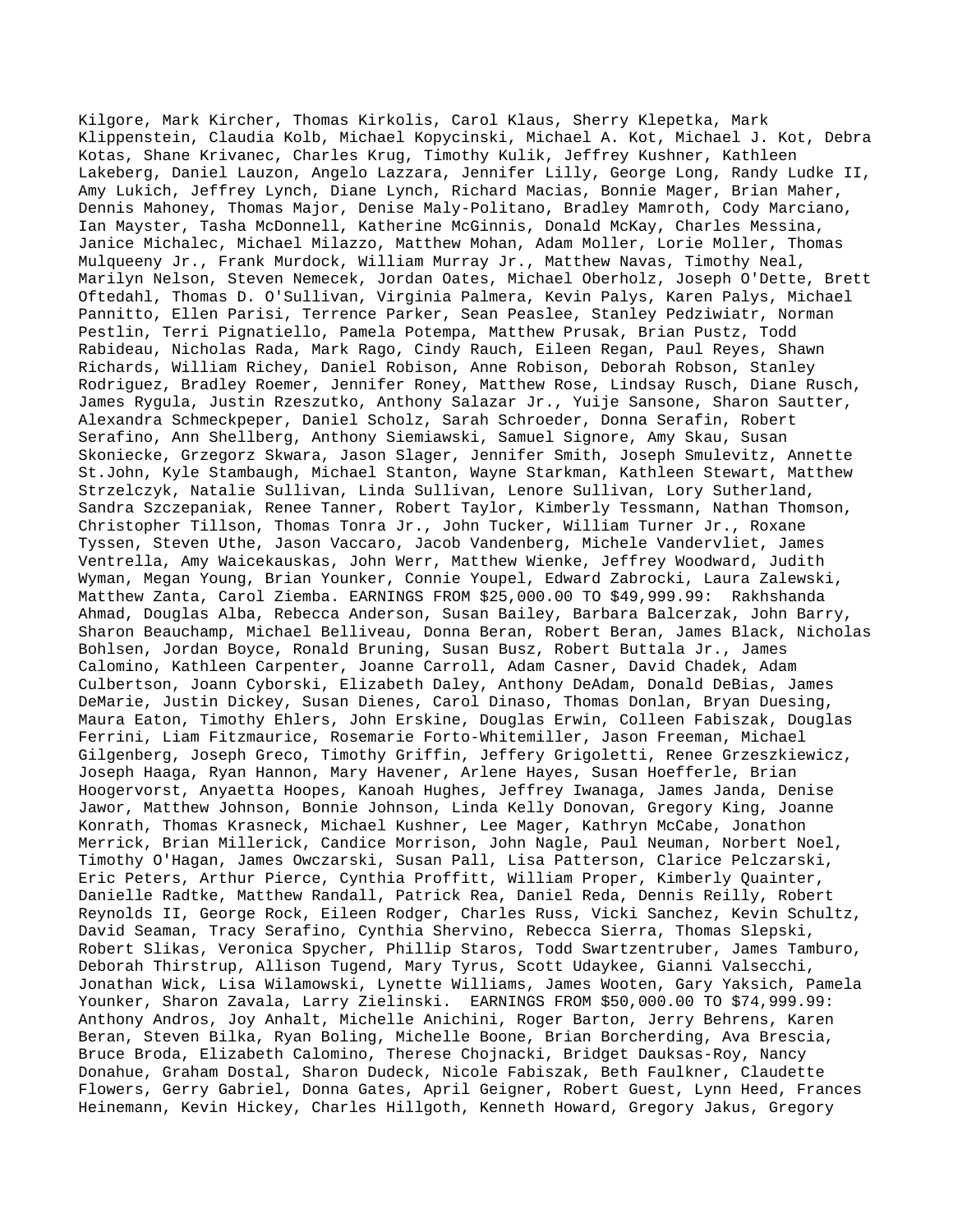Kilgore, Mark Kircher, Thomas Kirkolis, Carol Klaus, Sherry Klepetka, Mark Klippenstein, Claudia Kolb, Michael Kopycinski, Michael A. Kot, Michael J. Kot, Debra Kotas, Shane Krivanec, Charles Krug, Timothy Kulik, Jeffrey Kushner, Kathleen Lakeberg, Daniel Lauzon, Angelo Lazzara, Jennifer Lilly, George Long, Randy Ludke II, Amy Lukich, Jeffrey Lynch, Diane Lynch, Richard Macias, Bonnie Mager, Brian Maher, Dennis Mahoney, Thomas Major, Denise Maly-Politano, Bradley Mamroth, Cody Marciano, Ian Mayster, Tasha McDonnell, Katherine McGinnis, Donald McKay, Charles Messina, Janice Michalec, Michael Milazzo, Matthew Mohan, Adam Moller, Lorie Moller, Thomas Mulqueeny Jr., Frank Murdock, William Murray Jr., Matthew Navas, Timothy Neal, Marilyn Nelson, Steven Nemecek, Jordan Oates, Michael Oberholz, Joseph O'Dette, Brett Oftedahl, Thomas D. O'Sullivan, Virginia Palmera, Kevin Palys, Karen Palys, Michael Pannitto, Ellen Parisi, Terrence Parker, Sean Peaslee, Stanley Pedziwiatr, Norman Pestlin, Terri Pignatiello, Pamela Potempa, Matthew Prusak, Brian Pustz, Todd Rabideau, Nicholas Rada, Mark Rago, Cindy Rauch, Eileen Regan, Paul Reyes, Shawn Richards, William Richey, Daniel Robison, Anne Robison, Deborah Robson, Stanley Rodriguez, Bradley Roemer, Jennifer Roney, Matthew Rose, Lindsay Rusch, Diane Rusch, James Rygula, Justin Rzeszutko, Anthony Salazar Jr., Yuije Sansone, Sharon Sautter, Alexandra Schmeckpeper, Daniel Scholz, Sarah Schroeder, Donna Serafin, Robert Serafino, Ann Shellberg, Anthony Siemiawski, Samuel Signore, Amy Skau, Susan Skoniecke, Grzegorz Skwara, Jason Slager, Jennifer Smith, Joseph Smulevitz, Annette St.John, Kyle Stambaugh, Michael Stanton, Wayne Starkman, Kathleen Stewart, Matthew Strzelczyk, Natalie Sullivan, Linda Sullivan, Lenore Sullivan, Lory Sutherland, Sandra Szczepaniak, Renee Tanner, Robert Taylor, Kimberly Tessmann, Nathan Thomson, Christopher Tillson, Thomas Tonra Jr., John Tucker, William Turner Jr., Roxane Tyssen, Steven Uthe, Jason Vaccaro, Jacob Vandenberg, Michele Vandervliet, James Ventrella, Amy Waicekauskas, John Werr, Matthew Wienke, Jeffrey Woodward, Judith Wyman, Megan Young, Brian Younker, Connie Youpel, Edward Zabrocki, Laura Zalewski, Matthew Zanta, Carol Ziemba. EARNINGS FROM $25,000.00 TO $49,999.99: Rakhshanda Ahmad, Douglas Alba, Rebecca Anderson, Susan Bailey, Barbara Balcerzak, John Barry, Sharon Beauchamp, Michael Belliveau, Donna Beran, Robert Beran, James Black, Nicholas Bohlsen, Jordan Boyce, Ronald Bruning, Susan Busz, Robert Buttala Jr., James Calomino, Kathleen Carpenter, Joanne Carroll, Adam Casner, David Chadek, Adam Culbertson, Joann Cyborski, Elizabeth Daley, Anthony DeAdam, Donald DeBias, James DeMarie, Justin Dickey, Susan Dienes, Carol Dinaso, Thomas Donlan, Bryan Duesing, Maura Eaton, Timothy Ehlers, John Erskine, Douglas Erwin, Colleen Fabiszak, Douglas Ferrini, Liam Fitzmaurice, Rosemarie Forto-Whitemiller, Jason Freeman, Michael Gilgenberg, Joseph Greco, Timothy Griffin, Jeffery Grigoletti, Renee Grzeszkiewicz, Joseph Haaga, Ryan Hannon, Mary Havener, Arlene Hayes, Susan Hoefferle, Brian Hoogervorst, Anyaetta Hoopes, Kanoah Hughes, Jeffrey Iwanaga, James Janda, Denise Jawor, Matthew Johnson, Bonnie Johnson, Linda Kelly Donovan, Gregory King, Joanne Konrath, Thomas Krasneck, Michael Kushner, Lee Mager, Kathryn McCabe, Jonathon Merrick, Brian Millerick, Candice Morrison, John Nagle, Paul Neuman, Norbert Noel, Timothy O'Hagan, James Owczarski, Susan Pall, Lisa Patterson, Clarice Pelczarski, Eric Peters, Arthur Pierce, Cynthia Proffitt, William Proper, Kimberly Quainter, Danielle Radtke, Matthew Randall, Patrick Rea, Daniel Reda, Dennis Reilly, Robert Reynolds II, George Rock, Eileen Rodger, Charles Russ, Vicki Sanchez, Kevin Schultz, David Seaman, Tracy Serafino, Cynthia Shervino, Rebecca Sierra, Thomas Slepski, Robert Slikas, Veronica Spycher, Phillip Staros, Todd Swartzentruber, James Tamburo, Deborah Thirstrup, Allison Tugend, Mary Tyrus, Scott Udaykee, Gianni Valsecchi, Jonathan Wick, Lisa Wilamowski, Lynette Williams, James Wooten, Gary Yaksich, Pamela Younker, Sharon Zavala, Larry Zielinski. EARNINGS FROM $50,000.00 TO $74,999.99: Anthony Andros, Joy Anhalt, Michelle Anichini, Roger Barton, Jerry Behrens, Karen Beran, Steven Bilka, Ryan Boling, Michelle Boone, Brian Borcherding, Ava Brescia, Bruce Broda, Elizabeth Calomino, Therese Chojnacki, Bridget Dauksas-Roy, Nancy Donahue, Graham Dostal, Sharon Dudeck, Nicole Fabiszak, Beth Faulkner, Claudette Flowers, Gerry Gabriel, Donna Gates, April Geigner, Robert Guest, Lynn Heed, Frances Heinemann, Kevin Hickey, Charles Hillgoth, Kenneth Howard, Gregory Jakus, Gregory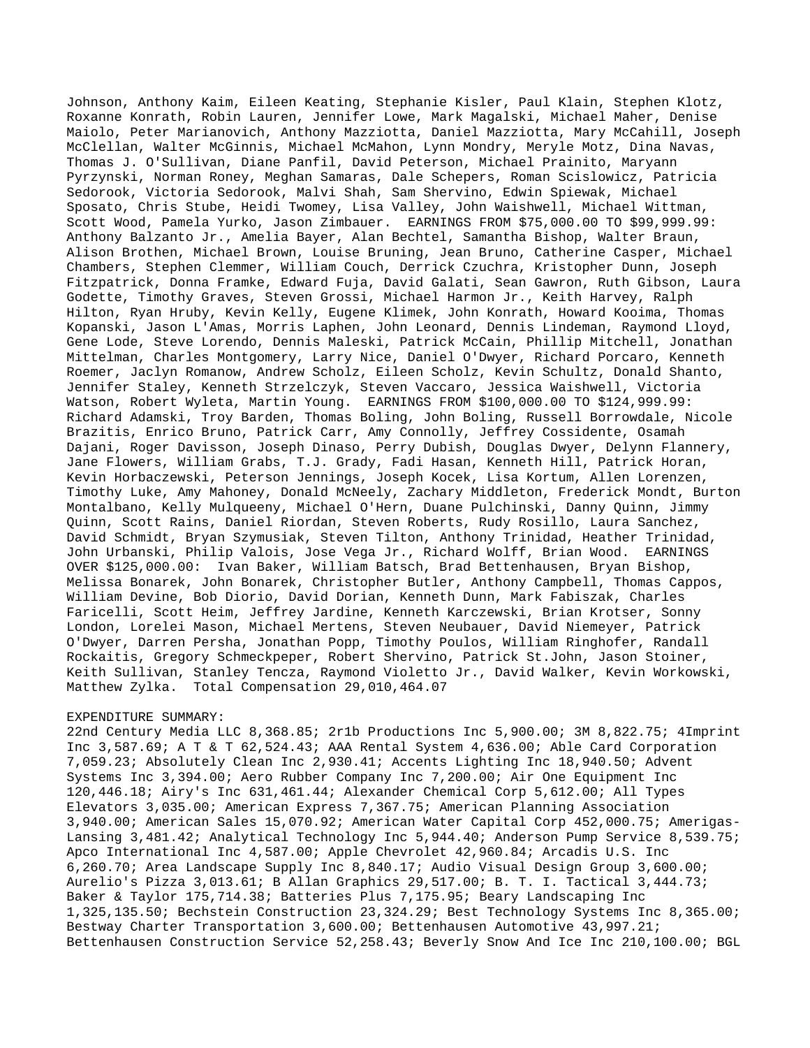Johnson, Anthony Kaim, Eileen Keating, Stephanie Kisler, Paul Klain, Stephen Klotz, Roxanne Konrath, Robin Lauren, Jennifer Lowe, Mark Magalski, Michael Maher, Denise Maiolo, Peter Marianovich, Anthony Mazziotta, Daniel Mazziotta, Mary McCahill, Joseph McClellan, Walter McGinnis, Michael McMahon, Lynn Mondry, Meryle Motz, Dina Navas, Thomas J. O'Sullivan, Diane Panfil, David Peterson, Michael Prainito, Maryann Pyrzynski, Norman Roney, Meghan Samaras, Dale Schepers, Roman Scislowicz, Patricia Sedorook, Victoria Sedorook, Malvi Shah, Sam Shervino, Edwin Spiewak, Michael Sposato, Chris Stube, Heidi Twomey, Lisa Valley, John Waishwell, Michael Wittman, Scott Wood, Pamela Yurko, Jason Zimbauer.  EARNINGS FROM $75,000.00 TO $99,999.99: Anthony Balzanto Jr., Amelia Bayer, Alan Bechtel, Samantha Bishop, Walter Braun, Alison Brothen, Michael Brown, Louise Bruning, Jean Bruno, Catherine Casper, Michael Chambers, Stephen Clemmer, William Couch, Derrick Czuchra, Kristopher Dunn, Joseph Fitzpatrick, Donna Framke, Edward Fuja, David Galati, Sean Gawron, Ruth Gibson, Laura Godette, Timothy Graves, Steven Grossi, Michael Harmon Jr., Keith Harvey, Ralph Hilton, Ryan Hruby, Kevin Kelly, Eugene Klimek, John Konrath, Howard Kooima, Thomas Kopanski, Jason L'Amas, Morris Laphen, John Leonard, Dennis Lindeman, Raymond Lloyd, Gene Lode, Steve Lorendo, Dennis Maleski, Patrick McCain, Phillip Mitchell, Jonathan Mittelman, Charles Montgomery, Larry Nice, Daniel O'Dwyer, Richard Porcaro, Kenneth Roemer, Jaclyn Romanow, Andrew Scholz, Eileen Scholz, Kevin Schultz, Donald Shanto, Jennifer Staley, Kenneth Strzelczyk, Steven Vaccaro, Jessica Waishwell, Victoria Watson, Robert Wyleta, Martin Young.  EARNINGS FROM $100,000.00 TO $124,999.99: Richard Adamski, Troy Barden, Thomas Boling, John Boling, Russell Borrowdale, Nicole Brazitis, Enrico Bruno, Patrick Carr, Amy Connolly, Jeffrey Cossidente, Osamah Dajani, Roger Davisson, Joseph Dinaso, Perry Dubish, Douglas Dwyer, Delynn Flannery, Jane Flowers, William Grabs, T.J. Grady, Fadi Hasan, Kenneth Hill, Patrick Horan, Kevin Horbaczewski, Peterson Jennings, Joseph Kocek, Lisa Kortum, Allen Lorenzen, Timothy Luke, Amy Mahoney, Donald McNeely, Zachary Middleton, Frederick Mondt, Burton Montalbano, Kelly Mulqueeny, Michael O'Hern, Duane Pulchinski, Danny Quinn, Jimmy Quinn, Scott Rains, Daniel Riordan, Steven Roberts, Rudy Rosillo, Laura Sanchez, David Schmidt, Bryan Szymusiak, Steven Tilton, Anthony Trinidad, Heather Trinidad, John Urbanski, Philip Valois, Jose Vega Jr., Richard Wolff, Brian Wood.  EARNINGS OVER $125,000.00:  Ivan Baker, William Batsch, Brad Bettenhausen, Bryan Bishop, Melissa Bonarek, John Bonarek, Christopher Butler, Anthony Campbell, Thomas Cappos, William Devine, Bob Diorio, David Dorian, Kenneth Dunn, Mark Fabiszak, Charles Faricelli, Scott Heim, Jeffrey Jardine, Kenneth Karczewski, Brian Krotser, Sonny London, Lorelei Mason, Michael Mertens, Steven Neubauer, David Niemeyer, Patrick O'Dwyer, Darren Persha, Jonathan Popp, Timothy Poulos, William Ringhofer, Randall Rockaitis, Gregory Schmeckpeper, Robert Shervino, Patrick St.John, Jason Stoiner, Keith Sullivan, Stanley Tencza, Raymond Violetto Jr., David Walker, Kevin Workowski, Matthew Zylka.  Total Compensation 29,010,464.07

EXPENDITURE SUMMARY:
22nd Century Media LLC 8,368.85; 2r1b Productions Inc 5,900.00; 3M 8,822.75; 4Imprint Inc 3,587.69; A T & T 62,524.43; AAA Rental System 4,636.00; Able Card Corporation 7,059.23; Absolutely Clean Inc 2,930.41; Accents Lighting Inc 18,940.50; Advent Systems Inc 3,394.00; Aero Rubber Company Inc 7,200.00; Air One Equipment Inc 120,446.18; Airy's Inc 631,461.44; Alexander Chemical Corp 5,612.00; All Types Elevators 3,035.00; American Express 7,367.75; American Planning Association 3,940.00; American Sales 15,070.92; American Water Capital Corp 452,000.75; Amerigas-Lansing 3,481.42; Analytical Technology Inc 5,944.40; Anderson Pump Service 8,539.75; Apco International Inc 4,587.00; Apple Chevrolet 42,960.84; Arcadis U.S. Inc 6,260.70; Area Landscape Supply Inc 8,840.17; Audio Visual Design Group 3,600.00; Aurelio's Pizza 3,013.61; B Allan Graphics 29,517.00; B. T. I. Tactical 3,444.73; Baker & Taylor 175,714.38; Batteries Plus 7,175.95; Beary Landscaping Inc 1,325,135.50; Bechstein Construction 23,324.29; Best Technology Systems Inc 8,365.00; Bestway Charter Transportation 3,600.00; Bettenhausen Automotive 43,997.21; Bettenhausen Construction Service 52,258.43; Beverly Snow And Ice Inc 210,100.00; BGL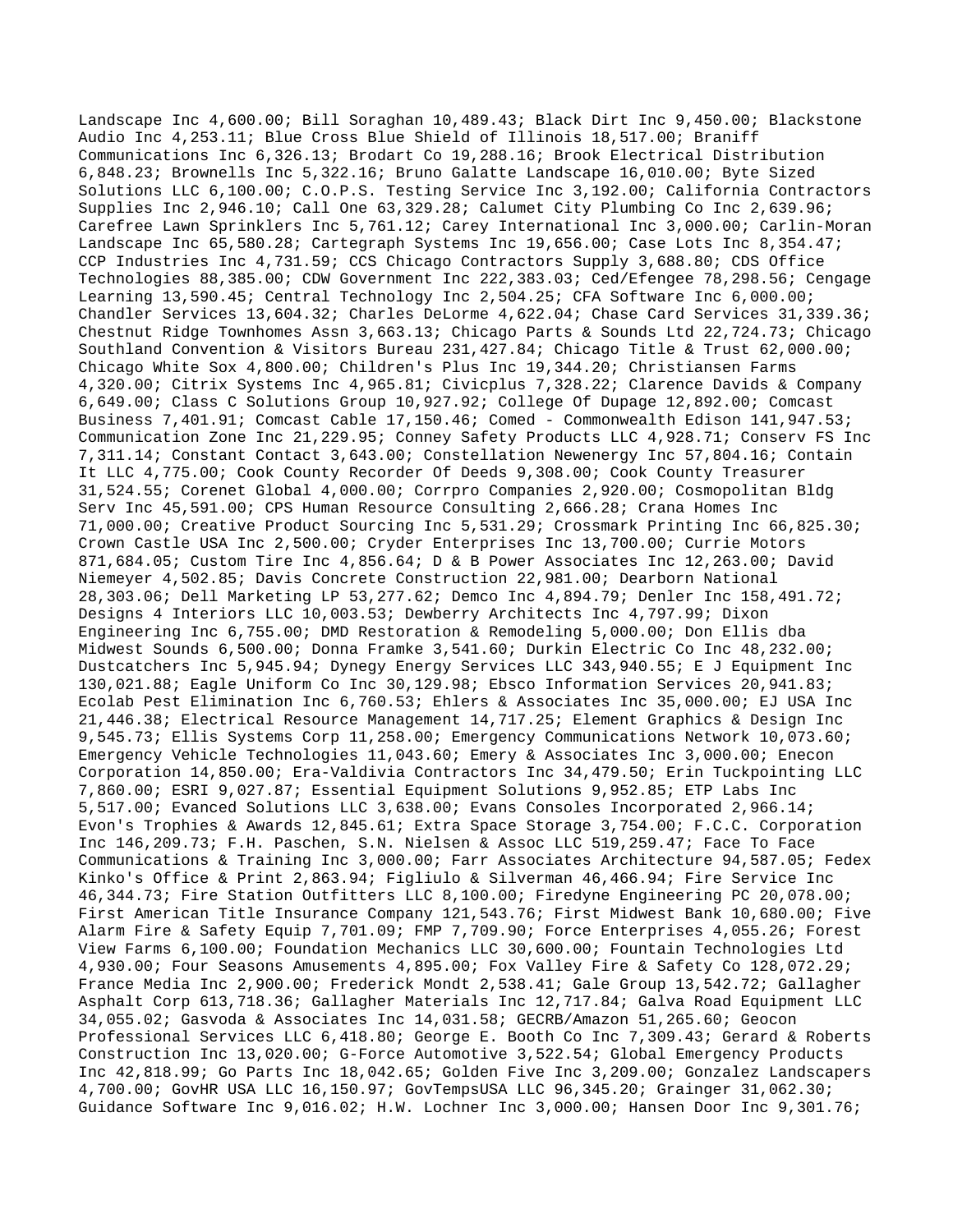Landscape Inc 4,600.00; Bill Soraghan 10,489.43; Black Dirt Inc 9,450.00; Blackstone Audio Inc 4,253.11; Blue Cross Blue Shield of Illinois 18,517.00; Braniff Communications Inc 6,326.13; Brodart Co 19,288.16; Brook Electrical Distribution 6,848.23; Brownells Inc 5,322.16; Bruno Galatte Landscape 16,010.00; Byte Sized Solutions LLC 6,100.00; C.O.P.S. Testing Service Inc 3,192.00; California Contractors Supplies Inc 2,946.10; Call One 63,329.28; Calumet City Plumbing Co Inc 2,639.96; Carefree Lawn Sprinklers Inc 5,761.12; Carey International Inc 3,000.00; Carlin-Moran Landscape Inc 65,580.28; Cartegraph Systems Inc 19,656.00; Case Lots Inc 8,354.47; CCP Industries Inc 4,731.59; CCS Chicago Contractors Supply 3,688.80; CDS Office Technologies 88,385.00; CDW Government Inc 222,383.03; Ced/Efengee 78,298.56; Cengage Learning 13,590.45; Central Technology Inc 2,504.25; CFA Software Inc 6,000.00; Chandler Services 13,604.32; Charles DeLorme 4,622.04; Chase Card Services 31,339.36; Chestnut Ridge Townhomes Assn 3,663.13; Chicago Parts & Sounds Ltd 22,724.73; Chicago Southland Convention & Visitors Bureau 231,427.84; Chicago Title & Trust 62,000.00; Chicago White Sox 4,800.00; Children's Plus Inc 19,344.20; Christiansen Farms 4,320.00; Citrix Systems Inc 4,965.81; Civicplus 7,328.22; Clarence Davids & Company 6,649.00; Class C Solutions Group 10,927.92; College Of Dupage 12,892.00; Comcast Business 7,401.91; Comcast Cable 17,150.46; Comed - Commonwealth Edison 141,947.53; Communication Zone Inc 21,229.95; Conney Safety Products LLC 4,928.71; Conserv FS Inc 7,311.14; Constant Contact 3,643.00; Constellation Newenergy Inc 57,804.16; Contain It LLC 4,775.00; Cook County Recorder Of Deeds 9,308.00; Cook County Treasurer 31,524.55; Corenet Global 4,000.00; Corrpro Companies 2,920.00; Cosmopolitan Bldg Serv Inc 45,591.00; CPS Human Resource Consulting 2,666.28; Crana Homes Inc 71,000.00; Creative Product Sourcing Inc 5,531.29; Crossmark Printing Inc 66,825.30; Crown Castle USA Inc 2,500.00; Cryder Enterprises Inc 13,700.00; Currie Motors 871,684.05; Custom Tire Inc 4,856.64; D & B Power Associates Inc 12,263.00; David Niemeyer 4,502.85; Davis Concrete Construction 22,981.00; Dearborn National 28,303.06; Dell Marketing LP 53,277.62; Demco Inc 4,894.79; Denler Inc 158,491.72; Designs 4 Interiors LLC 10,003.53; Dewberry Architects Inc 4,797.99; Dixon Engineering Inc 6,755.00; DMD Restoration & Remodeling 5,000.00; Don Ellis dba Midwest Sounds 6,500.00; Donna Framke 3,541.60; Durkin Electric Co Inc 48,232.00; Dustcatchers Inc 5,945.94; Dynegy Energy Services LLC 343,940.55; E J Equipment Inc 130,021.88; Eagle Uniform Co Inc 30,129.98; Ebsco Information Services 20,941.83; Ecolab Pest Elimination Inc 6,760.53; Ehlers & Associates Inc 35,000.00; EJ USA Inc 21,446.38; Electrical Resource Management 14,717.25; Element Graphics & Design Inc 9,545.73; Ellis Systems Corp 11,258.00; Emergency Communications Network 10,073.60; Emergency Vehicle Technologies 11,043.60; Emery & Associates Inc 3,000.00; Enecon Corporation 14,850.00; Era-Valdivia Contractors Inc 34,479.50; Erin Tuckpointing LLC 7,860.00; ESRI 9,027.87; Essential Equipment Solutions 9,952.85; ETP Labs Inc 5,517.00; Evanced Solutions LLC 3,638.00; Evans Consoles Incorporated 2,966.14; Evon's Trophies & Awards 12,845.61; Extra Space Storage 3,754.00; F.C.C. Corporation Inc 146,209.73; F.H. Paschen, S.N. Nielsen & Assoc LLC 519,259.47; Face To Face Communications & Training Inc 3,000.00; Farr Associates Architecture 94,587.05; Fedex Kinko's Office & Print 2,863.94; Figliulo & Silverman 46,466.94; Fire Service Inc 46,344.73; Fire Station Outfitters LLC 8,100.00; Firedyne Engineering PC 20,078.00; First American Title Insurance Company 121,543.76; First Midwest Bank 10,680.00; Five Alarm Fire & Safety Equip 7,701.09; FMP 7,709.90; Force Enterprises 4,055.26; Forest View Farms 6,100.00; Foundation Mechanics LLC 30,600.00; Fountain Technologies Ltd 4,930.00; Four Seasons Amusements 4,895.00; Fox Valley Fire & Safety Co 128,072.29; France Media Inc 2,900.00; Frederick Mondt 2,538.41; Gale Group 13,542.72; Gallagher Asphalt Corp 613,718.36; Gallagher Materials Inc 12,717.84; Galva Road Equipment LLC 34,055.02; Gasvoda & Associates Inc 14,031.58; GECRB/Amazon 51,265.60; Geocon Professional Services LLC 6,418.80; George E. Booth Co Inc 7,309.43; Gerard & Roberts Construction Inc 13,020.00; G-Force Automotive 3,522.54; Global Emergency Products Inc 42,818.99; Go Parts Inc 18,042.65; Golden Five Inc 3,209.00; Gonzalez Landscapers 4,700.00; GovHR USA LLC 16,150.97; GovTempsUSA LLC 96,345.20; Grainger 31,062.30; Guidance Software Inc 9,016.02; H.W. Lochner Inc 3,000.00; Hansen Door Inc 9,301.76;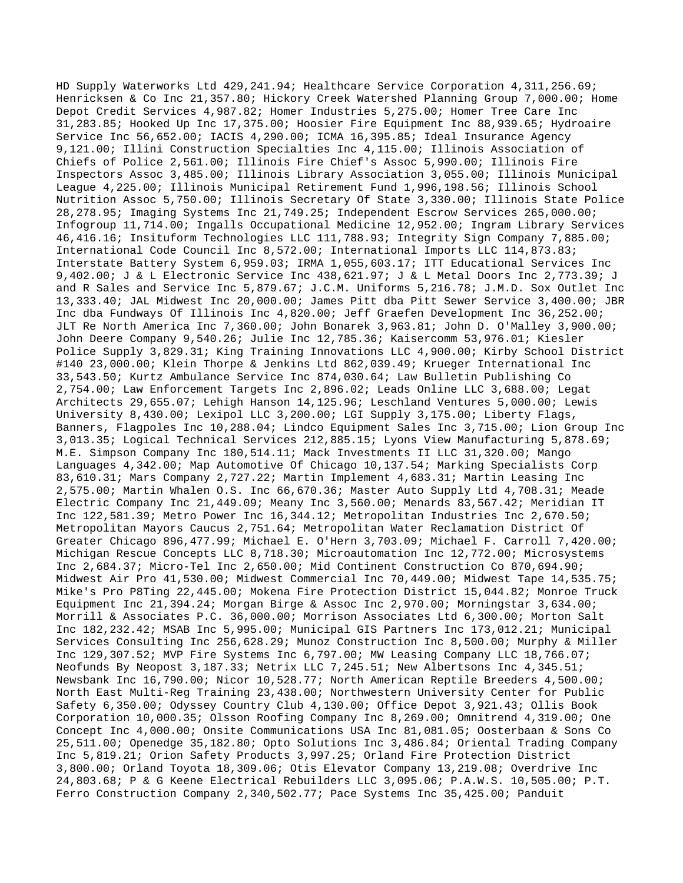HD Supply Waterworks Ltd 429,241.94; Healthcare Service Corporation 4,311,256.69; Henricksen & Co Inc 21,357.80; Hickory Creek Watershed Planning Group 7,000.00; Home Depot Credit Services 4,987.82; Homer Industries 5,275.00; Homer Tree Care Inc 31,283.85; Hooked Up Inc 17,375.00; Hoosier Fire Equipment Inc 88,939.65; Hydroaire Service Inc 56,652.00; IACIS 4,290.00; ICMA 16,395.85; Ideal Insurance Agency 9,121.00; Illini Construction Specialties Inc 4,115.00; Illinois Association of Chiefs of Police 2,561.00; Illinois Fire Chief's Assoc 5,990.00; Illinois Fire Inspectors Assoc 3,485.00; Illinois Library Association 3,055.00; Illinois Municipal League 4,225.00; Illinois Municipal Retirement Fund 1,996,198.56; Illinois School Nutrition Assoc 5,750.00; Illinois Secretary Of State 3,330.00; Illinois State Police 28,278.95; Imaging Systems Inc 21,749.25; Independent Escrow Services 265,000.00; Infogroup 11,714.00; Ingalls Occupational Medicine 12,952.00; Ingram Library Services 46,416.16; Insituform Technologies LLC 111,788.93; Integrity Sign Company 7,885.00; International Code Council Inc 8,572.00; International Imports LLC 114,873.83; Interstate Battery System 6,959.03; IRMA 1,055,603.17; ITT Educational Services Inc 9,402.00; J & L Electronic Service Inc 438,621.97; J & L Metal Doors Inc 2,773.39; J and R Sales and Service Inc 5,879.67; J.C.M. Uniforms 5,216.78; J.M.D. Sox Outlet Inc 13,333.40; JAL Midwest Inc 20,000.00; James Pitt dba Pitt Sewer Service 3,400.00; JBR Inc dba Fundways Of Illinois Inc 4,820.00; Jeff Graefen Development Inc 36,252.00; JLT Re North America Inc 7,360.00; John Bonarek 3,963.81; John D. O'Malley 3,900.00; John Deere Company 9,540.26; Julie Inc 12,785.36; Kaisercomm 53,976.01; Kiesler Police Supply 3,829.31; King Training Innovations LLC 4,900.00; Kirby School District #140 23,000.00; Klein Thorpe & Jenkins Ltd 862,039.49; Krueger International Inc 33,543.50; Kurtz Ambulance Service Inc 874,030.64; Law Bulletin Publishing Co 2,754.00; Law Enforcement Targets Inc 2,896.02; Leads Online LLC 3,688.00; Legat Architects 29,655.07; Lehigh Hanson 14,125.96; Leschland Ventures 5,000.00; Lewis University 8,430.00; Lexipol LLC 3,200.00; LGI Supply 3,175.00; Liberty Flags, Banners, Flagpoles Inc 10,288.04; Lindco Equipment Sales Inc 3,715.00; Lion Group Inc 3,013.35; Logical Technical Services 212,885.15; Lyons View Manufacturing 5,878.69; M.E. Simpson Company Inc 180,514.11; Mack Investments II LLC 31,320.00; Mango Languages 4,342.00; Map Automotive Of Chicago 10,137.54; Marking Specialists Corp 83,610.31; Mars Company 2,727.22; Martin Implement 4,683.31; Martin Leasing Inc 2,575.00; Martin Whalen O.S. Inc 66,670.36; Master Auto Supply Ltd 4,708.31; Meade Electric Company Inc 21,449.09; Meany Inc 3,560.00; Menards 83,567.42; Meridian IT Inc 122,581.39; Metro Power Inc 16,344.12; Metropolitan Industries Inc 2,670.50; Metropolitan Mayors Caucus 2,751.64; Metropolitan Water Reclamation District Of Greater Chicago 896,477.99; Michael E. O'Hern 3,703.09; Michael F. Carroll 7,420.00; Michigan Rescue Concepts LLC 8,718.30; Microautomation Inc 12,772.00; Microsystems Inc 2,684.37; Micro-Tel Inc 2,650.00; Mid Continent Construction Co 870,694.90; Midwest Air Pro 41,530.00; Midwest Commercial Inc 70,449.00; Midwest Tape 14,535.75; Mike's Pro P8Ting 22,445.00; Mokena Fire Protection District 15,044.82; Monroe Truck Equipment Inc 21,394.24; Morgan Birge & Assoc Inc 2,970.00; Morningstar 3,634.00; Morrill & Associates P.C. 36,000.00; Morrison Associates Ltd 6,300.00; Morton Salt Inc 182,232.42; MSAB Inc 5,995.00; Municipal GIS Partners Inc 173,012.21; Municipal Services Consulting Inc 256,628.29; Munoz Construction Inc 8,500.00; Murphy & Miller Inc 129,307.52; MVP Fire Systems Inc 6,797.00; MW Leasing Company LLC 18,766.07; Neofunds By Neopost 3,187.33; Netrix LLC 7,245.51; New Albertsons Inc 4,345.51; Newsbank Inc 16,790.00; Nicor 10,528.77; North American Reptile Breeders 4,500.00; North East Multi-Reg Training 23,438.00; Northwestern University Center for Public Safety 6,350.00; Odyssey Country Club 4,130.00; Office Depot 3,921.43; Ollis Book Corporation 10,000.35; Olsson Roofing Company Inc 8,269.00; Omnitrend 4,319.00; One Concept Inc 4,000.00; Onsite Communications USA Inc 81,081.05; Oosterbaan & Sons Co 25,511.00; Openedge 35,182.80; Opto Solutions Inc 3,486.84; Oriental Trading Company Inc 5,819.21; Orion Safety Products 3,997.25; Orland Fire Protection District 3,800.00; Orland Toyota 18,309.06; Otis Elevator Company 13,219.08; Overdrive Inc 24,803.68; P & G Keene Electrical Rebuilders LLC 3,095.06; P.A.W.S. 10,505.00; P.T. Ferro Construction Company 2,340,502.77; Pace Systems Inc 35,425.00; Panduit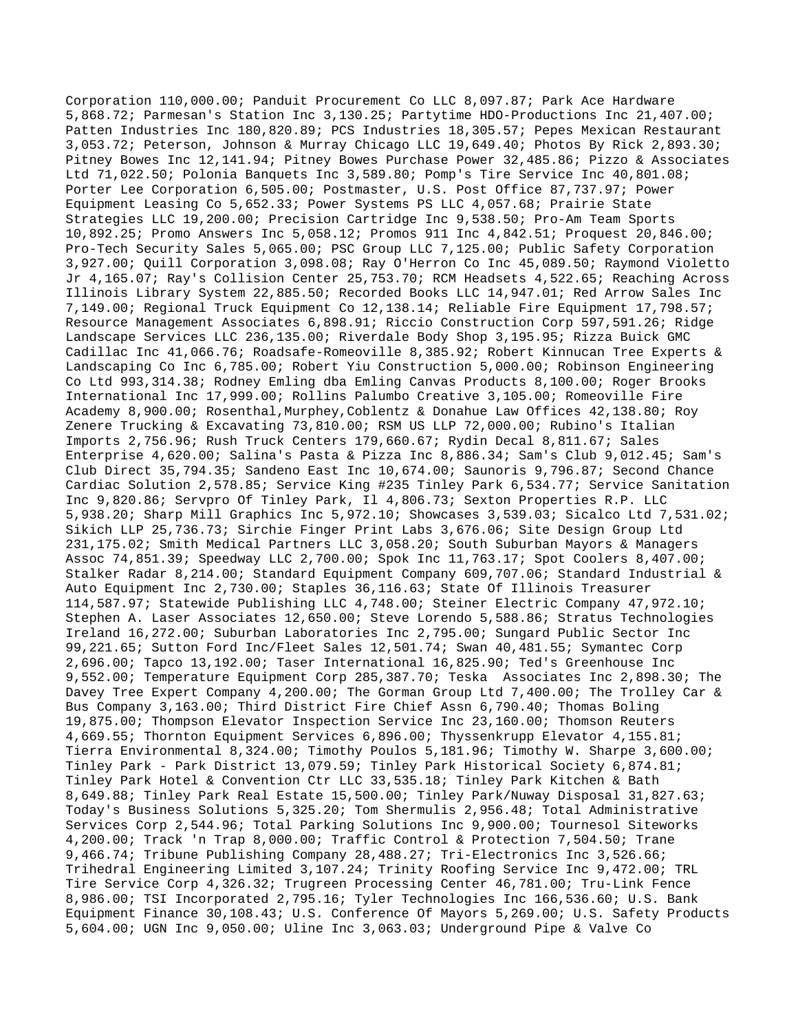Corporation 110,000.00; Panduit Procurement Co LLC 8,097.87; Park Ace Hardware 5,868.72; Parmesan's Station Inc 3,130.25; Partytime HDO-Productions Inc 21,407.00; Patten Industries Inc 180,820.89; PCS Industries 18,305.57; Pepes Mexican Restaurant 3,053.72; Peterson, Johnson & Murray Chicago LLC 19,649.40; Photos By Rick 2,893.30; Pitney Bowes Inc 12,141.94; Pitney Bowes Purchase Power 32,485.86; Pizzo & Associates Ltd 71,022.50; Polonia Banquets Inc 3,589.80; Pomp's Tire Service Inc 40,801.08; Porter Lee Corporation 6,505.00; Postmaster, U.S. Post Office 87,737.97; Power Equipment Leasing Co 5,652.33; Power Systems PS LLC 4,057.68; Prairie State Strategies LLC 19,200.00; Precision Cartridge Inc 9,538.50; Pro-Am Team Sports 10,892.25; Promo Answers Inc 5,058.12; Promos 911 Inc 4,842.51; Proquest 20,846.00; Pro-Tech Security Sales 5,065.00; PSC Group LLC 7,125.00; Public Safety Corporation 3,927.00; Quill Corporation 3,098.08; Ray O'Herron Co Inc 45,089.50; Raymond Violetto Jr 4,165.07; Ray's Collision Center 25,753.70; RCM Headsets 4,522.65; Reaching Across Illinois Library System 22,885.50; Recorded Books LLC 14,947.01; Red Arrow Sales Inc 7,149.00; Regional Truck Equipment Co 12,138.14; Reliable Fire Equipment 17,798.57; Resource Management Associates 6,898.91; Riccio Construction Corp 597,591.26; Ridge Landscape Services LLC 236,135.00; Riverdale Body Shop 3,195.95; Rizza Buick GMC Cadillac Inc 41,066.76; Roadsafe-Romeoville 8,385.92; Robert Kinnucan Tree Experts & Landscaping Co Inc 6,785.00; Robert Yiu Construction 5,000.00; Robinson Engineering Co Ltd 993,314.38; Rodney Emling dba Emling Canvas Products 8,100.00; Roger Brooks International Inc 17,999.00; Rollins Palumbo Creative 3,105.00; Romeoville Fire Academy 8,900.00; Rosenthal,Murphey,Coblentz & Donahue Law Offices 42,138.80; Roy Zenere Trucking & Excavating 73,810.00; RSM US LLP 72,000.00; Rubino's Italian Imports 2,756.96; Rush Truck Centers 179,660.67; Rydin Decal 8,811.67; Sales Enterprise 4,620.00; Salina's Pasta & Pizza Inc 8,886.34; Sam's Club 9,012.45; Sam's Club Direct 35,794.35; Sandeno East Inc 10,674.00; Saunoris 9,796.87; Second Chance Cardiac Solution 2,578.85; Service King #235 Tinley Park 6,534.77; Service Sanitation Inc 9,820.86; Servpro Of Tinley Park, Il 4,806.73; Sexton Properties R.P. LLC 5,938.20; Sharp Mill Graphics Inc 5,972.10; Showcases 3,539.03; Sicalco Ltd 7,531.02; Sikich LLP 25,736.73; Sirchie Finger Print Labs 3,676.06; Site Design Group Ltd 231,175.02; Smith Medical Partners LLC 3,058.20; South Suburban Mayors & Managers Assoc 74,851.39; Speedway LLC 2,700.00; Spok Inc 11,763.17; Spot Coolers 8,407.00; Stalker Radar 8,214.00; Standard Equipment Company 609,707.06; Standard Industrial & Auto Equipment Inc 2,730.00; Staples 36,116.63; State Of Illinois Treasurer 114,587.97; Statewide Publishing LLC 4,748.00; Steiner Electric Company 47,972.10; Stephen A. Laser Associates 12,650.00; Steve Lorendo 5,588.86; Stratus Technologies Ireland 16,272.00; Suburban Laboratories Inc 2,795.00; Sungard Public Sector Inc 99,221.65; Sutton Ford Inc/Fleet Sales 12,501.74; Swan 40,481.55; Symantec Corp 2,696.00; Tapco 13,192.00; Taser International 16,825.90; Ted's Greenhouse Inc 9,552.00; Temperature Equipment Corp 285,387.70; Teska Associates Inc 2,898.30; The Davey Tree Expert Company 4,200.00; The Gorman Group Ltd 7,400.00; The Trolley Car & Bus Company 3,163.00; Third District Fire Chief Assn 6,790.40; Thomas Boling 19,875.00; Thompson Elevator Inspection Service Inc 23,160.00; Thomson Reuters 4,669.55; Thornton Equipment Services 6,896.00; Thyssenkrupp Elevator 4,155.81; Tierra Environmental 8,324.00; Timothy Poulos 5,181.96; Timothy W. Sharpe 3,600.00; Tinley Park - Park District 13,079.59; Tinley Park Historical Society 6,874.81; Tinley Park Hotel & Convention Ctr LLC 33,535.18; Tinley Park Kitchen & Bath 8,649.88; Tinley Park Real Estate 15,500.00; Tinley Park/Nuway Disposal 31,827.63; Today's Business Solutions 5,325.20; Tom Shermulis 2,956.48; Total Administrative Services Corp 2,544.96; Total Parking Solutions Inc 9,900.00; Tournesol Siteworks 4,200.00; Track 'n Trap 8,000.00; Traffic Control & Protection 7,504.50; Trane 9,466.74; Tribune Publishing Company 28,488.27; Tri-Electronics Inc 3,526.66; Trihedral Engineering Limited 3,107.24; Trinity Roofing Service Inc 9,472.00; TRL Tire Service Corp 4,326.32; Trugreen Processing Center 46,781.00; Tru-Link Fence 8,986.00; TSI Incorporated 2,795.16; Tyler Technologies Inc 166,536.60; U.S. Bank Equipment Finance 30,108.43; U.S. Conference Of Mayors 5,269.00; U.S. Safety Products 5,604.00; UGN Inc 9,050.00; Uline Inc 3,063.03; Underground Pipe & Valve Co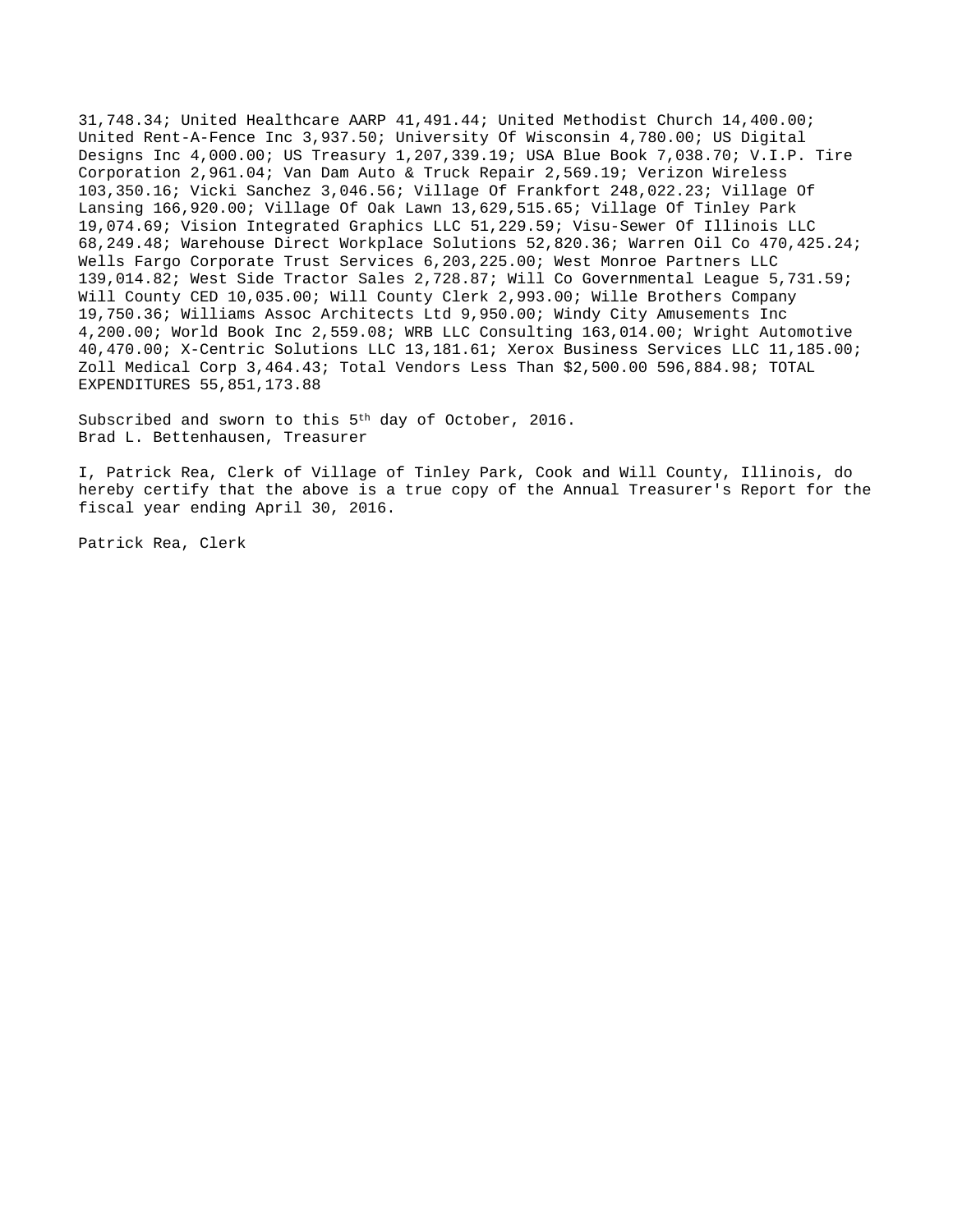31,748.34; United Healthcare AARP 41,491.44; United Methodist Church 14,400.00; United Rent-A-Fence Inc 3,937.50; University Of Wisconsin 4,780.00; US Digital Designs Inc 4,000.00; US Treasury 1,207,339.19; USA Blue Book 7,038.70; V.I.P. Tire Corporation 2,961.04; Van Dam Auto & Truck Repair 2,569.19; Verizon Wireless 103,350.16; Vicki Sanchez 3,046.56; Village Of Frankfort 248,022.23; Village Of Lansing 166,920.00; Village Of Oak Lawn 13,629,515.65; Village Of Tinley Park 19,074.69; Vision Integrated Graphics LLC 51,229.59; Visu-Sewer Of Illinois LLC 68,249.48; Warehouse Direct Workplace Solutions 52,820.36; Warren Oil Co 470,425.24; Wells Fargo Corporate Trust Services 6,203,225.00; West Monroe Partners LLC 139,014.82; West Side Tractor Sales 2,728.87; Will Co Governmental League 5,731.59; Will County CED 10,035.00; Will County Clerk 2,993.00; Wille Brothers Company 19,750.36; Williams Assoc Architects Ltd 9,950.00; Windy City Amusements Inc 4,200.00; World Book Inc 2,559.08; WRB LLC Consulting 163,014.00; Wright Automotive 40,470.00; X-Centric Solutions LLC 13,181.61; Xerox Business Services LLC 11,185.00; Zoll Medical Corp 3,464.43; Total Vendors Less Than $2,500.00 596,884.98; TOTAL EXPENDITURES 55,851,173.88

Subscribed and sworn to this 5th day of October, 2016.
Brad L. Bettenhausen, Treasurer

I, Patrick Rea, Clerk of Village of Tinley Park, Cook and Will County, Illinois, do hereby certify that the above is a true copy of the Annual Treasurer's Report for the fiscal year ending April 30, 2016.

Patrick Rea, Clerk